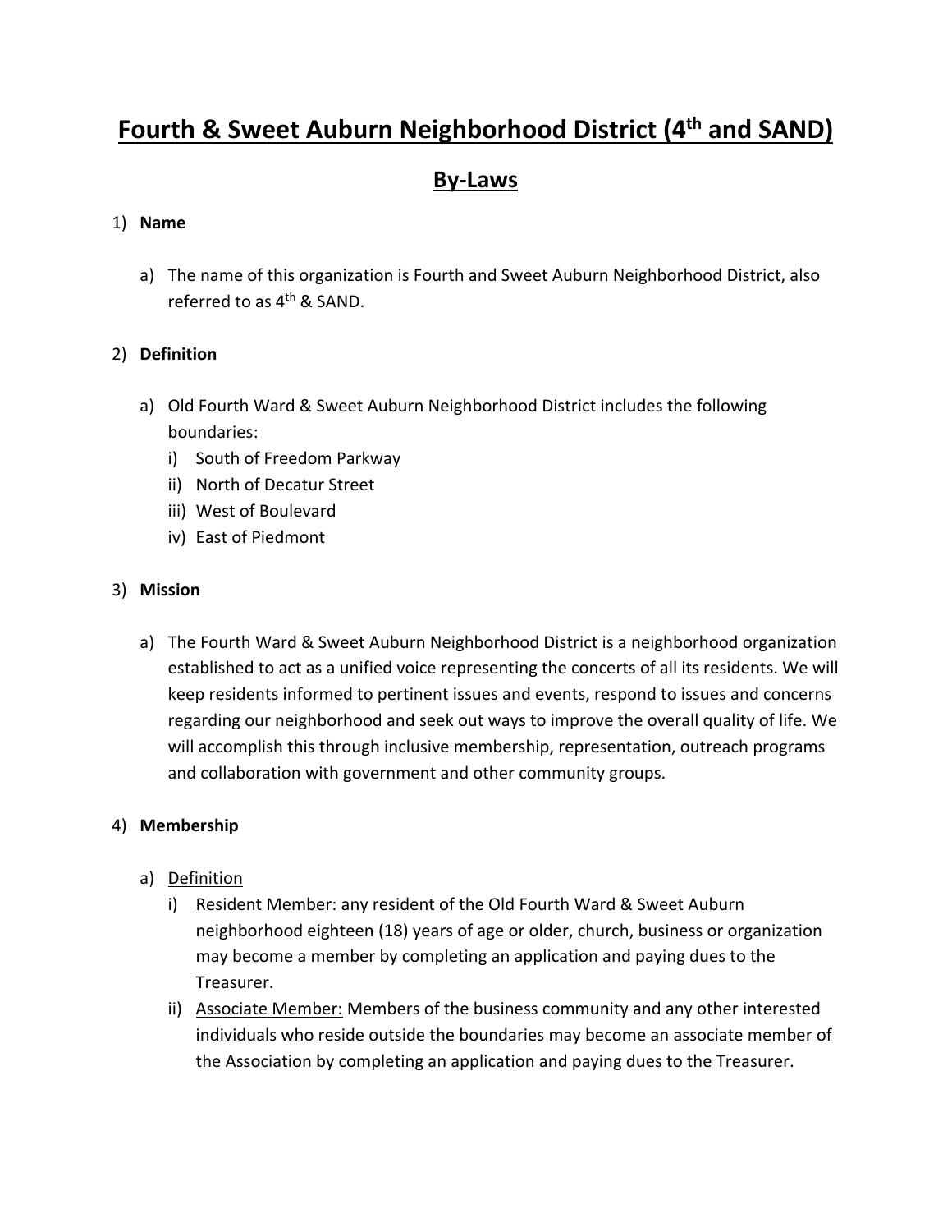# Fourth & Sweet Auburn Neighborhood District (4th and SAND)

## By-Laws

1) **Name**

    a) The name of this organization is Fourth and Sweet Auburn Neighborhood District, also referred to as 4th & SAND.

2) **Definition**

    a) Old Fourth Ward & Sweet Auburn Neighborhood District includes the following boundaries:
        i) South of Freedom Parkway
        ii) North of Decatur Street
        iii) West of Boulevard
        iv) East of Piedmont

3) **Mission**

    a) The Fourth Ward & Sweet Auburn Neighborhood District is a neighborhood organization established to act as a unified voice representing the concerts of all its residents. We will keep residents informed to pertinent issues and events, respond to issues and concerns regarding our neighborhood and seek out ways to improve the overall quality of life. We will accomplish this through inclusive membership, representation, outreach programs and collaboration with government and other community groups.

4) **Membership**

    a) <u>Definition</u>
        i) <u>Resident Member:</u> any resident of the Old Fourth Ward & Sweet Auburn neighborhood eighteen (18) years of age or older, church, business or organization may become a member by completing an application and paying dues to the Treasurer.
        ii) <u>Associate Member:</u> Members of the business community and any other interested individuals who reside outside the boundaries may become an associate member of the Association by completing an application and paying dues to the Treasurer.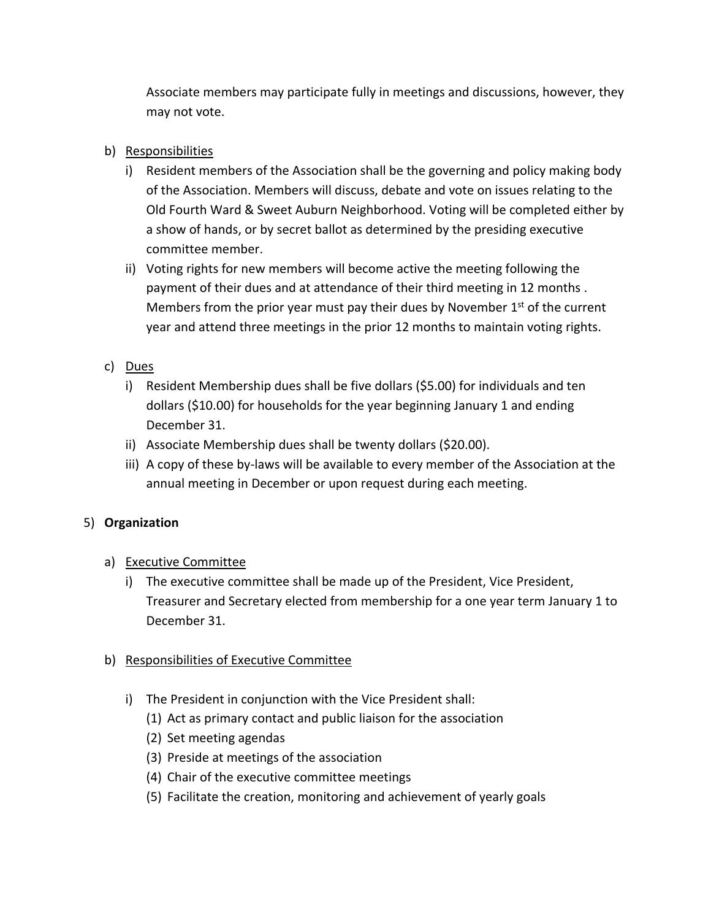Associate members may participate fully in meetings and discussions, however, they may not vote.

b) Responsibilities
   i) Resident members of the Association shall be the governing and policy making body of the Association. Members will discuss, debate and vote on issues relating to the Old Fourth Ward & Sweet Auburn Neighborhood. Voting will be completed either by a show of hands, or by secret ballot as determined by the presiding executive committee member.
   ii) Voting rights for new members will become active the meeting following the payment of their dues and at attendance of their third meeting in 12 months . Members from the prior year must pay their dues by November 1st of the current year and attend three meetings in the prior 12 months to maintain voting rights.

c) Dues
   i) Resident Membership dues shall be five dollars ($5.00) for individuals and ten dollars ($10.00) for households for the year beginning January 1 and ending December 31.
   ii) Associate Membership dues shall be twenty dollars ($20.00).
   iii) A copy of these by-laws will be available to every member of the Association at the annual meeting in December or upon request during each meeting.

5) **Organization**

a) Executive Committee
   i) The executive committee shall be made up of the President, Vice President, Treasurer and Secretary elected from membership for a one year term January 1 to December 31.

b) Responsibilities of Executive Committee
   i) The President in conjunction with the Vice President shall:
      (1) Act as primary contact and public liaison for the association
      (2) Set meeting agendas
      (3) Preside at meetings of the association
      (4) Chair of the executive committee meetings
      (5) Facilitate the creation, monitoring and achievement of yearly goals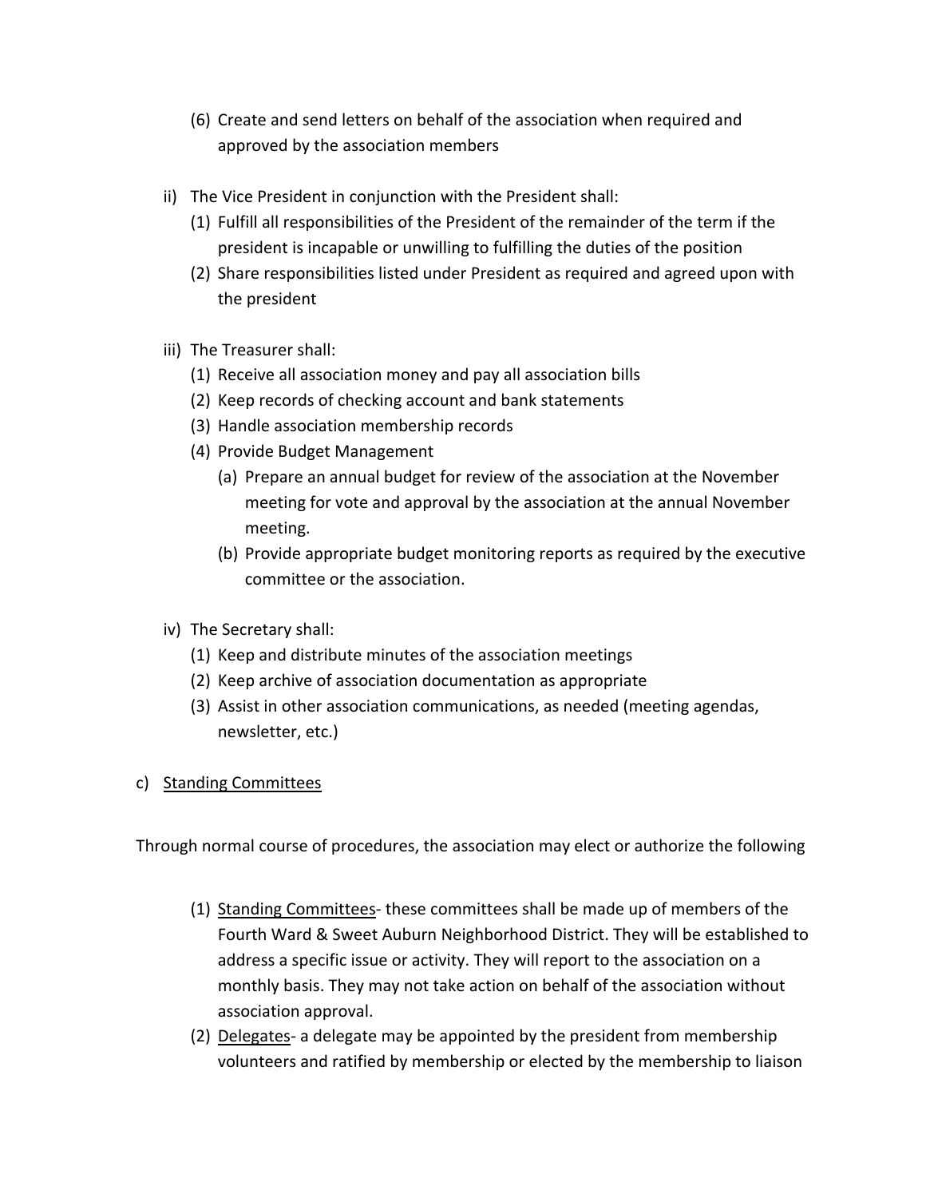(6) Create and send letters on behalf of the association when required and approved by the association members

ii) The Vice President in conjunction with the President shall:

(1) Fulfill all responsibilities of the President of the remainder of the term if the president is incapable or unwilling to fulfilling the duties of the position

(2) Share responsibilities listed under President as required and agreed upon with the president

iii) The Treasurer shall:

(1) Receive all association money and pay all association bills

(2) Keep records of checking account and bank statements

(3) Handle association membership records

(4) Provide Budget Management

(a) Prepare an annual budget for review of the association at the November meeting for vote and approval by the association at the annual November meeting.

(b) Provide appropriate budget monitoring reports as required by the executive committee or the association.

iv) The Secretary shall:

(1) Keep and distribute minutes of the association meetings

(2) Keep archive of association documentation as appropriate

(3) Assist in other association communications, as needed (meeting agendas, newsletter, etc.)

c) <u>Standing Committees</u>

Through normal course of procedures, the association may elect or authorize the following

(1) <u>Standing Committees</u>- these committees shall be made up of members of the Fourth Ward & Sweet Auburn Neighborhood District. They will be established to address a specific issue or activity. They will report to the association on a monthly basis. They may not take action on behalf of the association without association approval.

(2) <u>Delegates</u>- a delegate may be appointed by the president from membership volunteers and ratified by membership or elected by the membership to liaison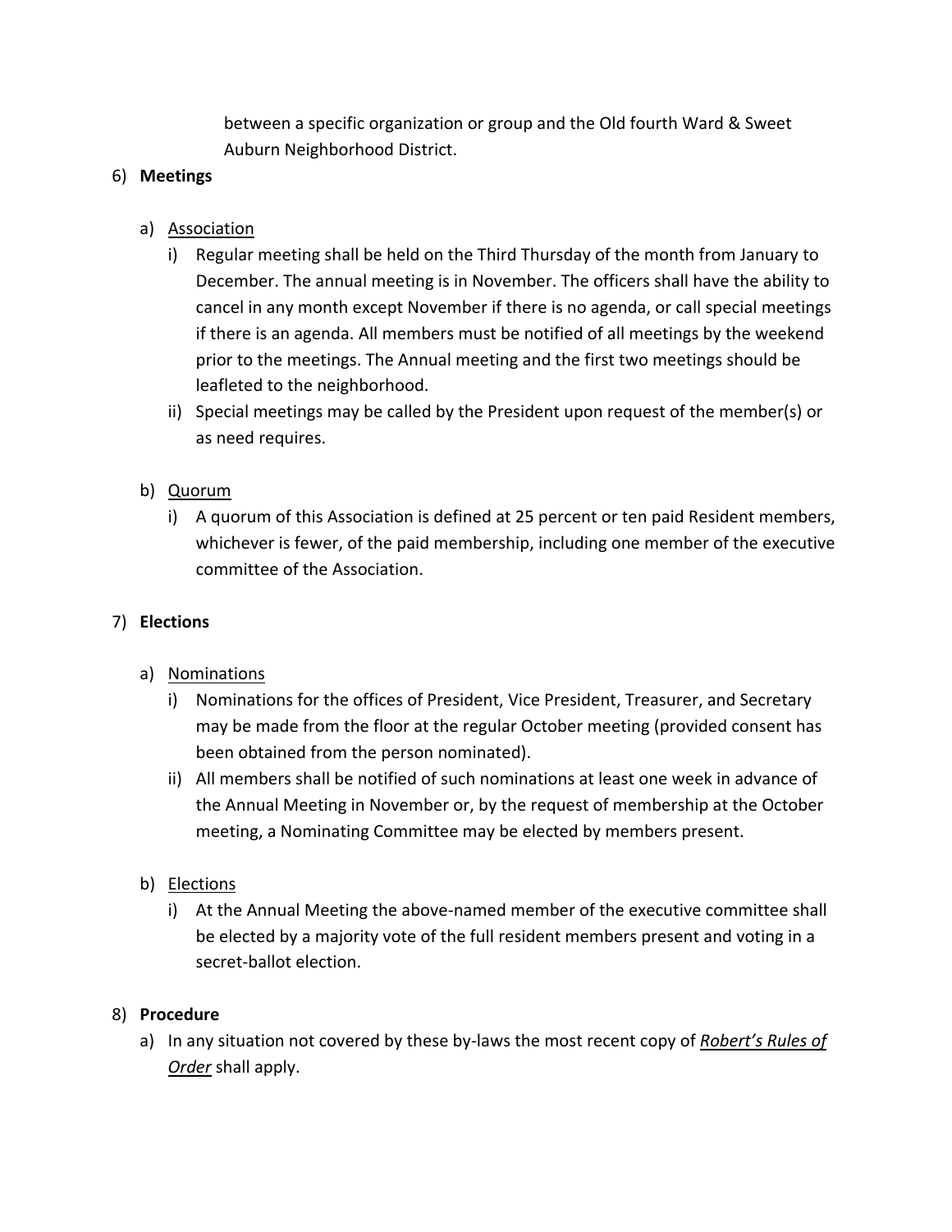between a specific organization or group and the Old fourth Ward & Sweet Auburn Neighborhood District.

6) **Meetings**

   a) Association

      i) Regular meeting shall be held on the Third Thursday of the month from January to December. The annual meeting is in November. The officers shall have the ability to cancel in any month except November if there is no agenda, or call special meetings if there is an agenda. All members must be notified of all meetings by the weekend prior to the meetings. The Annual meeting and the first two meetings should be leafleted to the neighborhood.

      ii) Special meetings may be called by the President upon request of the member(s) or as need requires.

   b) Quorum

      i) A quorum of this Association is defined at 25 percent or ten paid Resident members, whichever is fewer, of the paid membership, including one member of the executive committee of the Association.

7) **Elections**

   a) Nominations

      i) Nominations for the offices of President, Vice President, Treasurer, and Secretary may be made from the floor at the regular October meeting (provided consent has been obtained from the person nominated).

      ii) All members shall be notified of such nominations at least one week in advance of the Annual Meeting in November or, by the request of membership at the October meeting, a Nominating Committee may be elected by members present.

   b) Elections

      i) At the Annual Meeting the above-named member of the executive committee shall be elected by a majority vote of the full resident members present and voting in a secret-ballot election.

8) **Procedure**

   a) In any situation not covered by these by-laws the most recent copy of ***Robert's Rules of Order*** shall apply.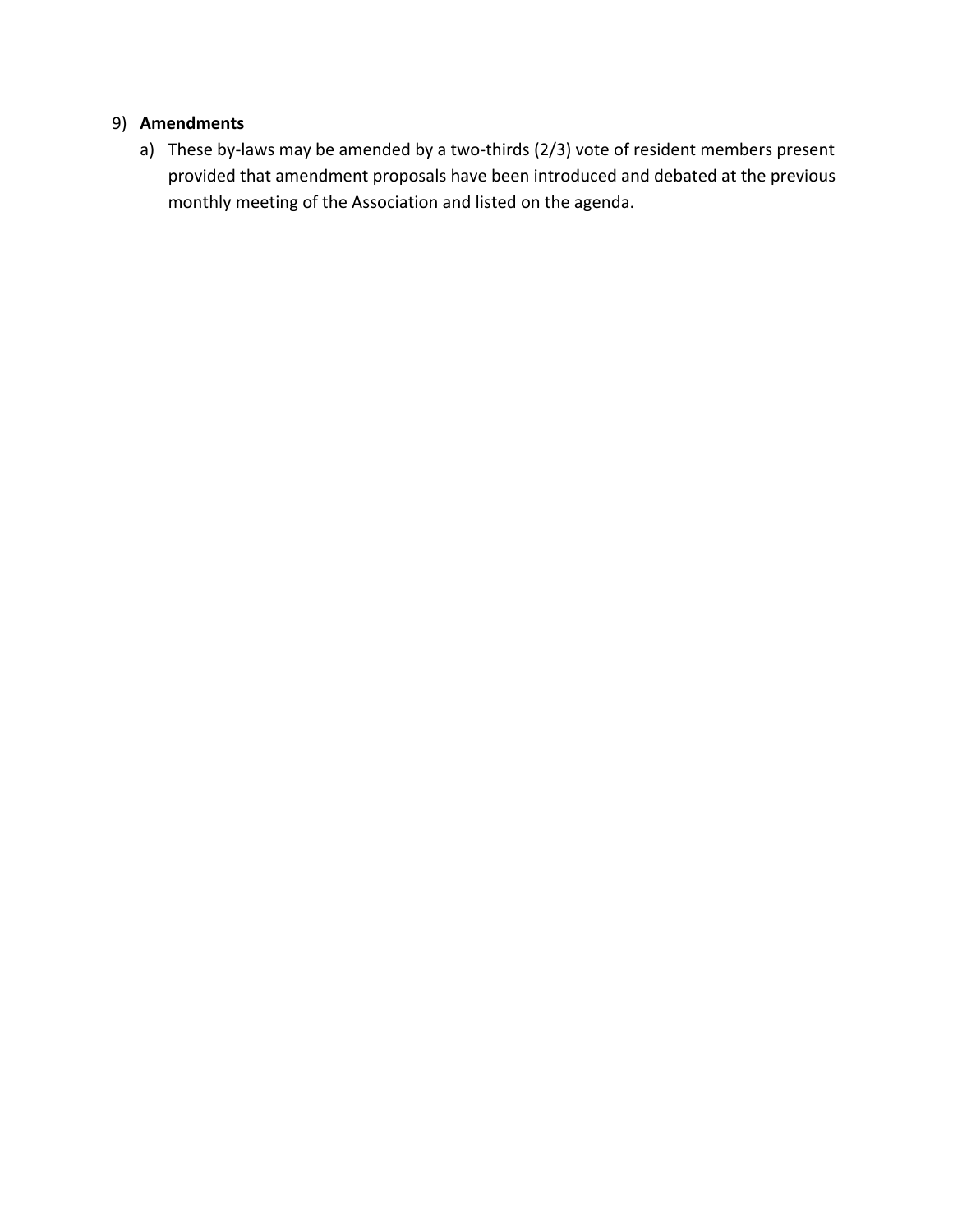9) **Amendments**

   a) These by-laws may be amended by a two-thirds (2/3) vote of resident members present provided that amendment proposals have been introduced and debated at the previous monthly meeting of the Association and listed on the agenda.